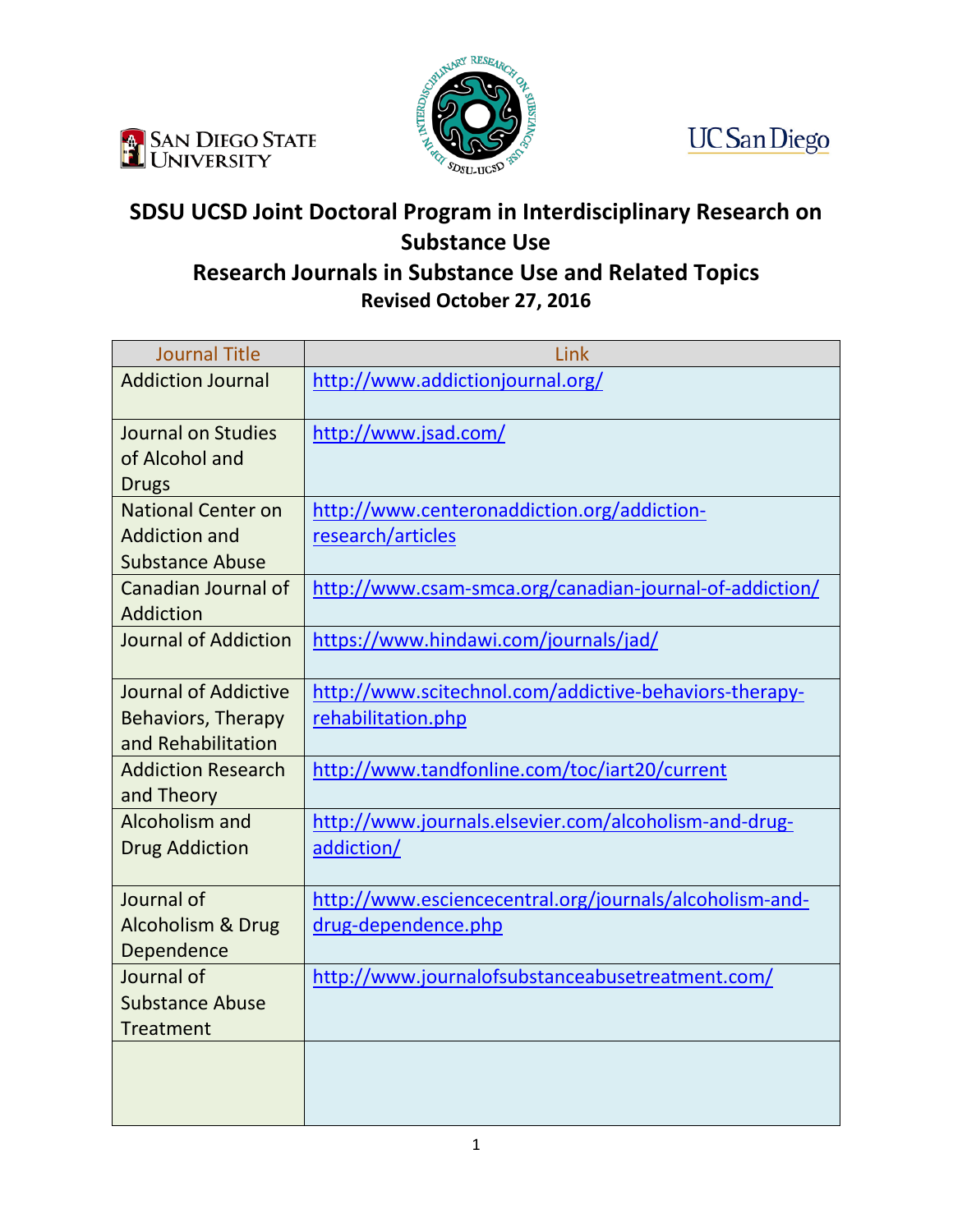# SDSU UCSD Joint Doctoral Program in Interdisciplinary Research on Substance Use

## Research Journals in Substance Use and Related Topics

**Revised October 27, 2016**

| Journal Title | Link |
|---|---|
| Addiction Journal | http://www.addictionjournal.org/ |
| Journal on Studies of Alcohol and Drugs | http://www.jsad.com/ |
| National Center on Addiction and Substance Abuse | http://www.centeronaddiction.org/addiction-research/articles |
| Canadian Journal of Addiction | http://www.csam-smca.org/canadian-journal-of-addiction/ |
| Journal of Addiction | https://www.hindawi.com/journals/jad/ |
| Journal of Addictive Behaviors, Therapy and Rehabilitation | http://www.scitechnol.com/addictive-behaviors-therapy-rehabilitation.php |
| Addiction Research and Theory | http://www.tandfonline.com/toc/iart20/current |
| Alcoholism and Drug Addiction | http://www.journals.elsevier.com/alcoholism-and-drug-addiction/ |
| Journal of Alcoholism & Drug Dependence | http://www.esciencecentral.org/journals/alcoholism-and-drug-dependence.php |
| Journal of Substance Abuse Treatment | http://www.journalofsubstanceabusetreatment.com/ |
| | |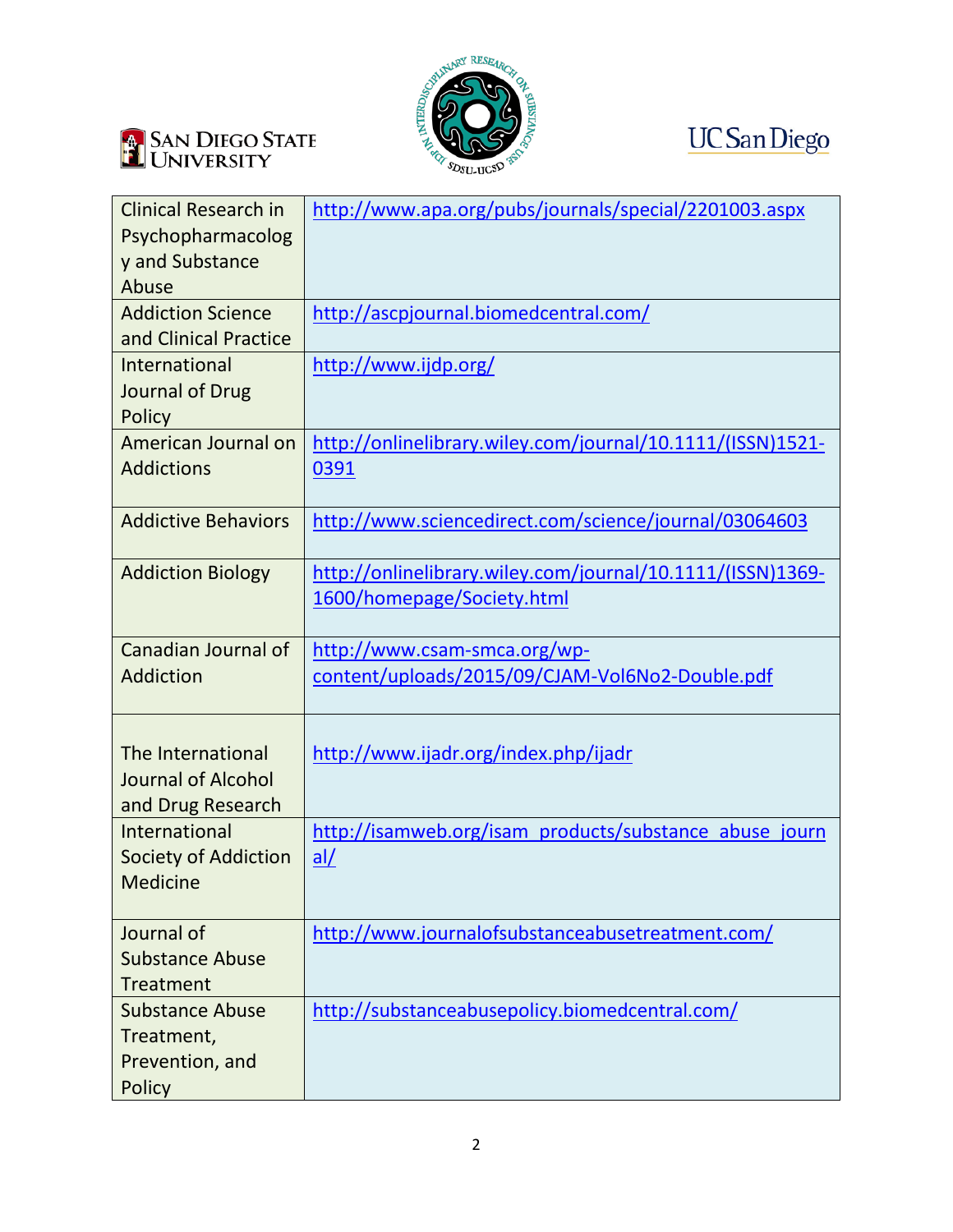| Clinical Research in Psychopharmacology and Substance Abuse | http://www.apa.org/pubs/journals/special/2201003.aspx |
|---|---|
| Addiction Science and Clinical Practice | http://ascpjournal.biomedcentral.com/ |
| International Journal of Drug Policy | http://www.ijdp.org/ |
| American Journal on Addictions | http://onlinelibrary.wiley.com/journal/10.1111/(ISSN)1521-0391 |
| Addictive Behaviors | http://www.sciencedirect.com/science/journal/03064603 |
| Addiction Biology | http://onlinelibrary.wiley.com/journal/10.1111/(ISSN)1369-1600/homepage/Society.html |
| Canadian Journal of Addiction | http://www.csam-smca.org/wp-content/uploads/2015/09/CJAM-Vol6No2-Double.pdf |
| The International Journal of Alcohol and Drug Research | http://www.ijadr.org/index.php/ijadr |
| International Society of Addiction Medicine | http://isamweb.org/isam_products/substance_abuse_journal/ |
| Journal of Substance Abuse Treatment | http://www.journalofsubstanceabusetreatment.com/ |
| Substance Abuse Treatment, Prevention, and Policy | http://substanceabusepolicy.biomedcentral.com/ |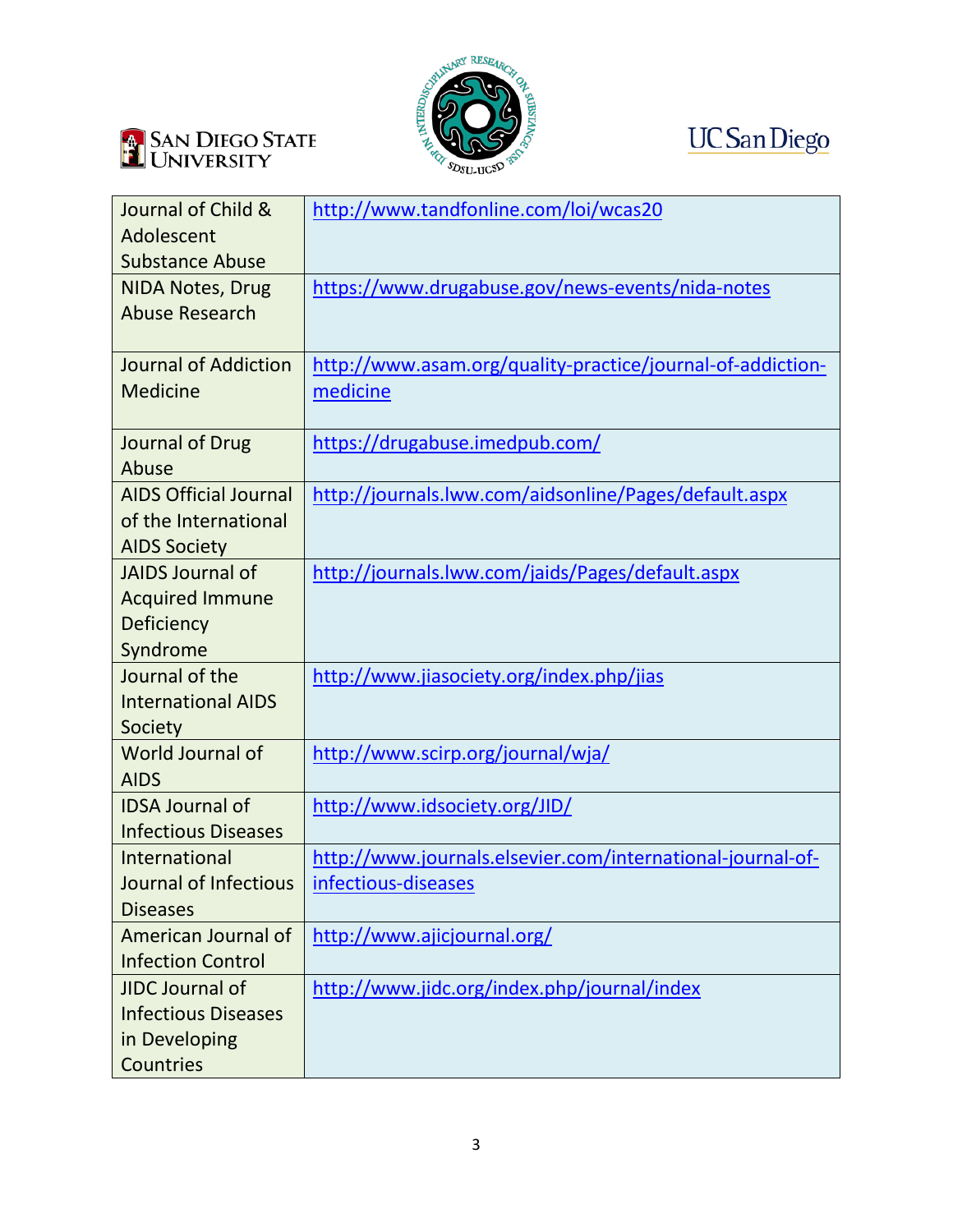| | |
|---|---|
| Journal of Child & Adolescent Substance Abuse | http://www.tandfonline.com/loi/wcas20 |
| NIDA Notes, Drug Abuse Research | https://www.drugabuse.gov/news-events/nida-notes |
| Journal of Addiction Medicine | http://www.asam.org/quality-practice/journal-of-addiction-medicine |
| Journal of Drug Abuse | https://drugabuse.imedpub.com/ |
| AIDS Official Journal of the International AIDS Society | http://journals.lww.com/aidsonline/Pages/default.aspx |
| JAIDS Journal of Acquired Immune Deficiency Syndrome | http://journals.lww.com/jaids/Pages/default.aspx |
| Journal of the International AIDS Society | http://www.jiasociety.org/index.php/jias |
| World Journal of AIDS | http://www.scirp.org/journal/wja/ |
| IDSA Journal of Infectious Diseases | http://www.idsociety.org/JID/ |
| International Journal of Infectious Diseases | http://www.journals.elsevier.com/international-journal-of-infectious-diseases |
| American Journal of Infection Control | http://www.ajicjournal.org/ |
| JIDC Journal of Infectious Diseases in Developing Countries | http://www.jidc.org/index.php/journal/index |